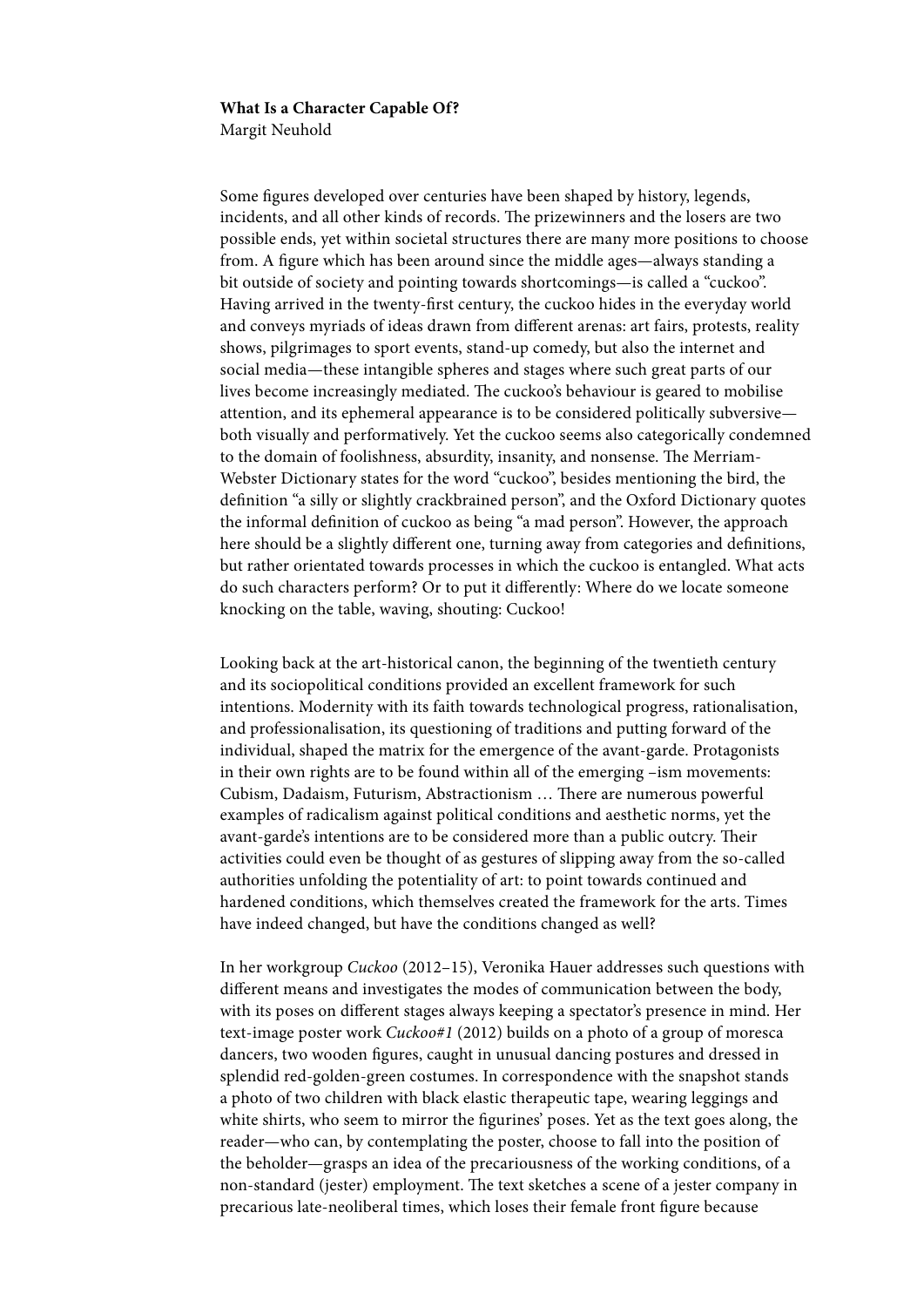**What Is a Character Capable Of?**
Margit Neuhold

Some figures developed over centuries have been shaped by history, legends, incidents, and all other kinds of records. The prizewinners and the losers are two possible ends, yet within societal structures there are many more positions to choose from. A figure which has been around since the middle ages—always standing a bit outside of society and pointing towards shortcomings—is called a "cuckoo". Having arrived in the twenty-first century, the cuckoo hides in the everyday world and conveys myriads of ideas drawn from different arenas: art fairs, protests, reality shows, pilgrimages to sport events, stand-up comedy, but also the internet and social media—these intangible spheres and stages where such great parts of our lives become increasingly mediated. The cuckoo's behaviour is geared to mobilise attention, and its ephemeral appearance is to be considered politically subversive—both visually and performatively. Yet the cuckoo seems also categorically condemned to the domain of foolishness, absurdity, insanity, and nonsense. The Merriam-Webster Dictionary states for the word "cuckoo", besides mentioning the bird, the definition "a silly or slightly crackbrained person", and the Oxford Dictionary quotes the informal definition of cuckoo as being "a mad person". However, the approach here should be a slightly different one, turning away from categories and definitions, but rather orientated towards processes in which the cuckoo is entangled. What acts do such characters perform? Or to put it differently: Where do we locate someone knocking on the table, waving, shouting: Cuckoo!

Looking back at the art-historical canon, the beginning of the twentieth century and its sociopolitical conditions provided an excellent framework for such intentions. Modernity with its faith towards technological progress, rationalisation, and professionalisation, its questioning of traditions and putting forward of the individual, shaped the matrix for the emergence of the avant-garde. Protagonists in their own rights are to be found within all of the emerging –ism movements: Cubism, Dadaism, Futurism, Abstractionism … There are numerous powerful examples of radicalism against political conditions and aesthetic norms, yet the avant-garde's intentions are to be considered more than a public outcry. Their activities could even be thought of as gestures of slipping away from the so-called authorities unfolding the potentiality of art: to point towards continued and hardened conditions, which themselves created the framework for the arts. Times have indeed changed, but have the conditions changed as well?

In her workgroup *Cuckoo* (2012–15), Veronika Hauer addresses such questions with different means and investigates the modes of communication between the body, with its poses on different stages always keeping a spectator's presence in mind. Her text-image poster work *Cuckoo#1* (2012) builds on a photo of a group of moresca dancers, two wooden figures, caught in unusual dancing postures and dressed in splendid red-golden-green costumes. In correspondence with the snapshot stands a photo of two children with black elastic therapeutic tape, wearing leggings and white shirts, who seem to mirror the figurines' poses. Yet as the text goes along, the reader—who can, by contemplating the poster, choose to fall into the position of the beholder—grasps an idea of the precariousness of the working conditions, of a non-standard (jester) employment. The text sketches a scene of a jester company in precarious late-neoliberal times, which loses their female front figure because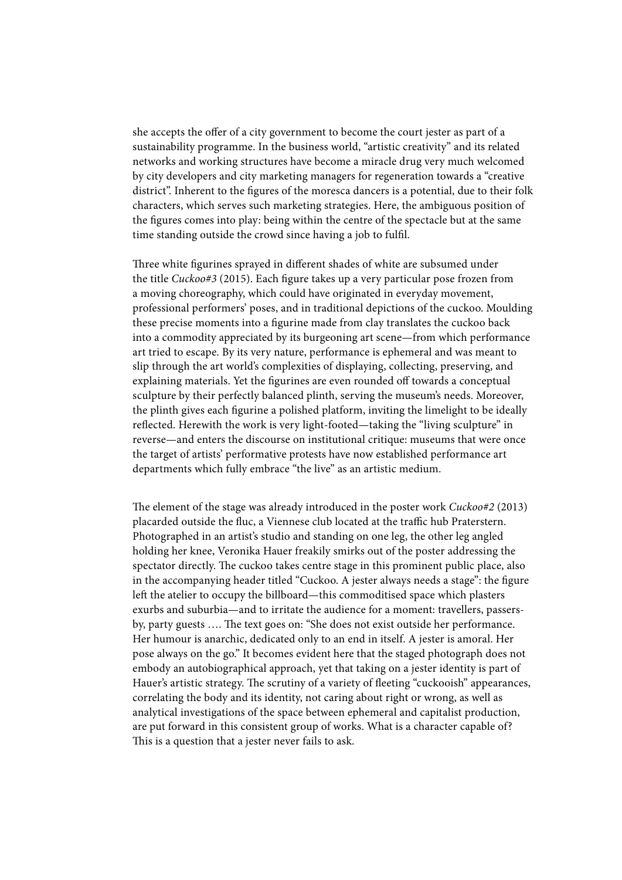she accepts the offer of a city government to become the court jester as part of a sustainability programme. In the business world, "artistic creativity" and its related networks and working structures have become a miracle drug very much welcomed by city developers and city marketing managers for regeneration towards a "creative district". Inherent to the figures of the moresca dancers is a potential, due to their folk characters, which serves such marketing strategies. Here, the ambiguous position of the figures comes into play: being within the centre of the spectacle but at the same time standing outside the crowd since having a job to fulfil.

Three white figurines sprayed in different shades of white are subsumed under the title *Cuckoo#3* (2015). Each figure takes up a very particular pose frozen from a moving choreography, which could have originated in everyday movement, professional performers' poses, and in traditional depictions of the cuckoo. Moulding these precise moments into a figurine made from clay translates the cuckoo back into a commodity appreciated by its burgeoning art scene—from which performance art tried to escape. By its very nature, performance is ephemeral and was meant to slip through the art world's complexities of displaying, collecting, preserving, and explaining materials. Yet the figurines are even rounded off towards a conceptual sculpture by their perfectly balanced plinth, serving the museum's needs. Moreover, the plinth gives each figurine a polished platform, inviting the limelight to be ideally reflected. Herewith the work is very light-footed—taking the "living sculpture" in reverse—and enters the discourse on institutional critique: museums that were once the target of artists' performative protests have now established performance art departments which fully embrace "the live" as an artistic medium.

The element of the stage was already introduced in the poster work *Cuckoo#2* (2013) placarded outside the fluc, a Viennese club located at the traffic hub Praterstern. Photographed in an artist's studio and standing on one leg, the other leg angled holding her knee, Veronika Hauer freakily smirks out of the poster addressing the spectator directly. The cuckoo takes centre stage in this prominent public place, also in the accompanying header titled "Cuckoo. A jester always needs a stage": the figure left the atelier to occupy the billboard—this commoditised space which plasters exurbs and suburbia—and to irritate the audience for a moment: travellers, passers-by, party guests …. The text goes on: "She does not exist outside her performance. Her humour is anarchic, dedicated only to an end in itself. A jester is amoral. Her pose always on the go." It becomes evident here that the staged photograph does not embody an autobiographical approach, yet that taking on a jester identity is part of Hauer's artistic strategy. The scrutiny of a variety of fleeting "cuckooish" appearances, correlating the body and its identity, not caring about right or wrong, as well as analytical investigations of the space between ephemeral and capitalist production, are put forward in this consistent group of works. What is a character capable of? This is a question that a jester never fails to ask.